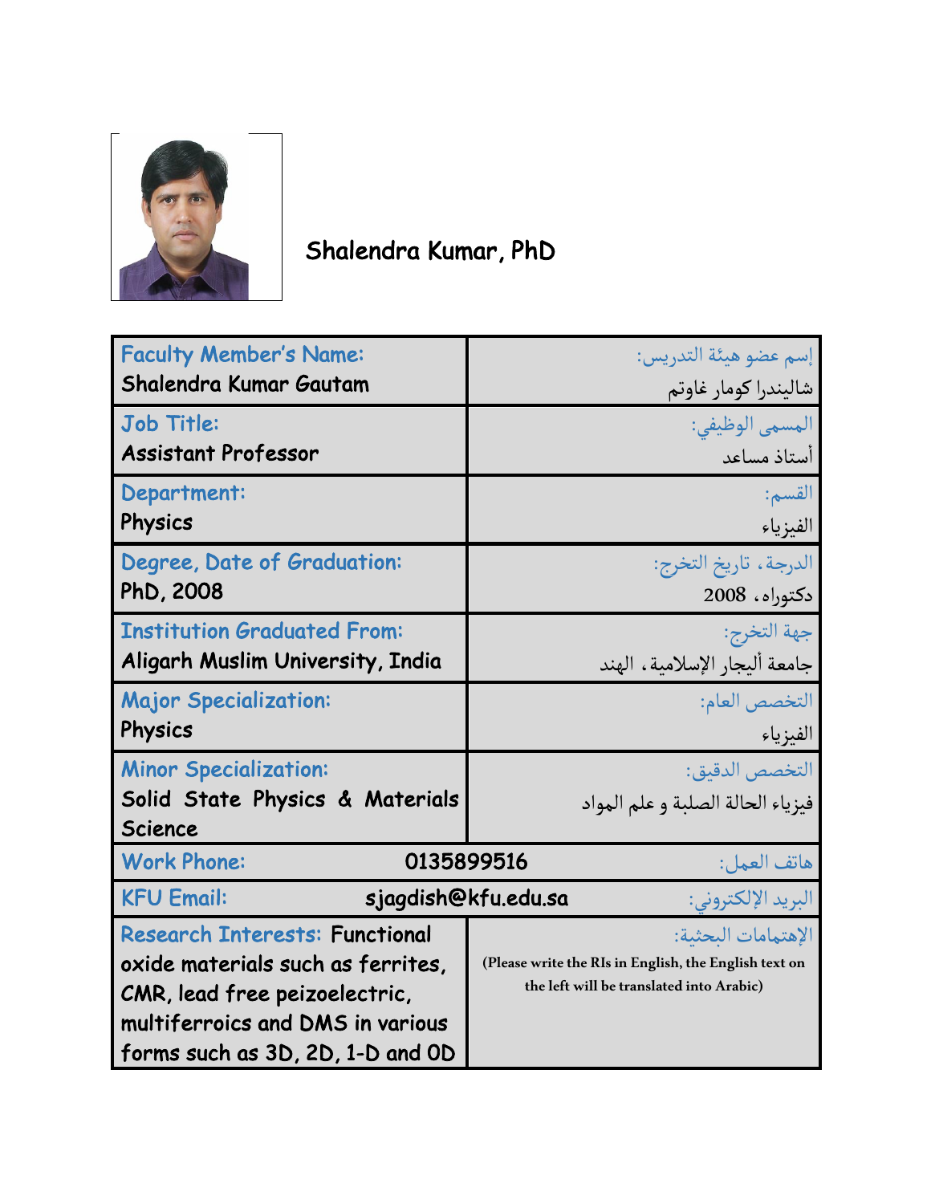# Shalendra Kumar, PhD

| | |
|---|---|
| **Faculty Member's Name:** Shalendra Kumar Gautam | إسم عضو هيئة التدريس: شاليندرا كومار غاوتم |
| **Job Title:** Assistant Professor | المسمى الوظيفي: أستاذ مساعد |
| **Department:** Physics | القسم: الفيزياء |
| **Degree, Date of Graduation:** PhD, 2008 | الدرجة، تاريخ التخرج: دكتوراه، 2008 |
| **Institution Graduated From:** Aligarh Muslim University, India | جهة التخرج: جامعة أليجار الإسلامية، الهند |
| **Major Specialization:** Physics | التخصص العام: الفيزياء |
| **Minor Specialization:** Solid State Physics & Materials Science | التخصص الدقيق: فيزياء الحالة الصلبة و علم المواد |
| **Work Phone:** 0135899516 | هاتف العمل: |
| **KFU Email:** sjagdish@kfu.edu.sa | البريد الإلكتروني: |
| **Research Interests:** Functional oxide materials such as ferrites, CMR, lead free peizoelectric, multiferroics and DMS in various forms such as 3D, 2D, 1-D and 0D | الإهتمامات البحثية: (Please write the RIs in English, the English text on the left will be translated into Arabic) |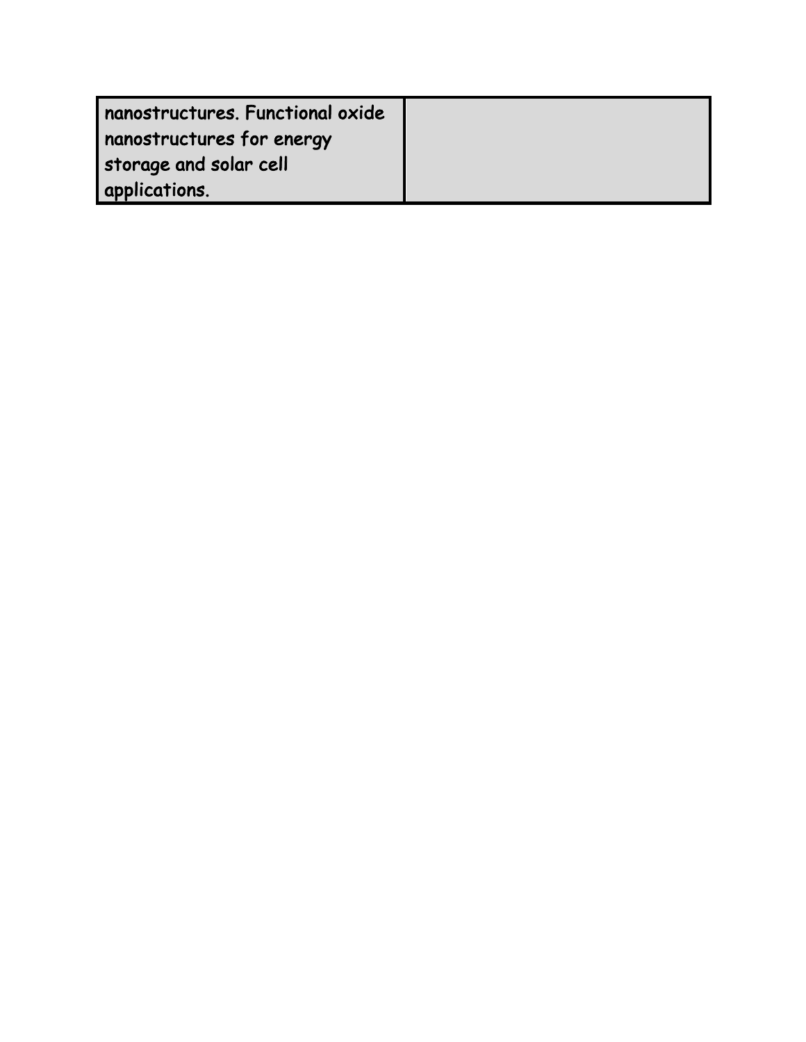| | |
|---|---|
| **nanostructures. Functional oxide nanostructures for energy storage and solar cell applications.** | |